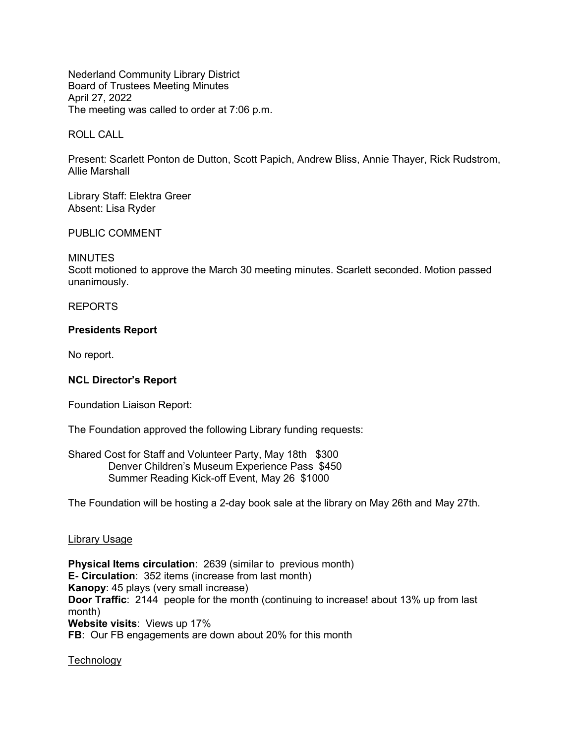Nederland Community Library District
Board of Trustees Meeting Minutes
April 27, 2022
The meeting was called to order at 7:06 p.m.

ROLL CALL

Present: Scarlett Ponton de Dutton, Scott Papich, Andrew Bliss, Annie Thayer, Rick Rudstrom, Allie Marshall

Library Staff: Elektra Greer
Absent: Lisa Ryder

PUBLIC COMMENT

MINUTES
Scott motioned to approve the March 30 meeting minutes. Scarlett seconded. Motion passed unanimously.

REPORTS

**Presidents Report**

No report.

**NCL Director's Report**

Foundation Liaison Report:

The Foundation approved the following Library funding requests:

Shared Cost for Staff and Volunteer Party, May 18th   $300
Denver Children's Museum Experience Pass  $450
Summer Reading Kick-off Event, May 26  $1000

The Foundation will be hosting a 2-day book sale at the library on May 26th and May 27th.

<u>Library Usage</u>

**Physical Items circulation**:  2639 (similar to  previous month)
**E- Circulation**:  352 items (increase from last month)
**Kanopy**: 45 plays (very small increase)
**Door Traffic**:  2144  people for the month (continuing to increase! about 13% up from last month)
**Website visits**:  Views up 17%
**FB**:  Our FB engagements are down about 20% for this month

<u>Technology</u>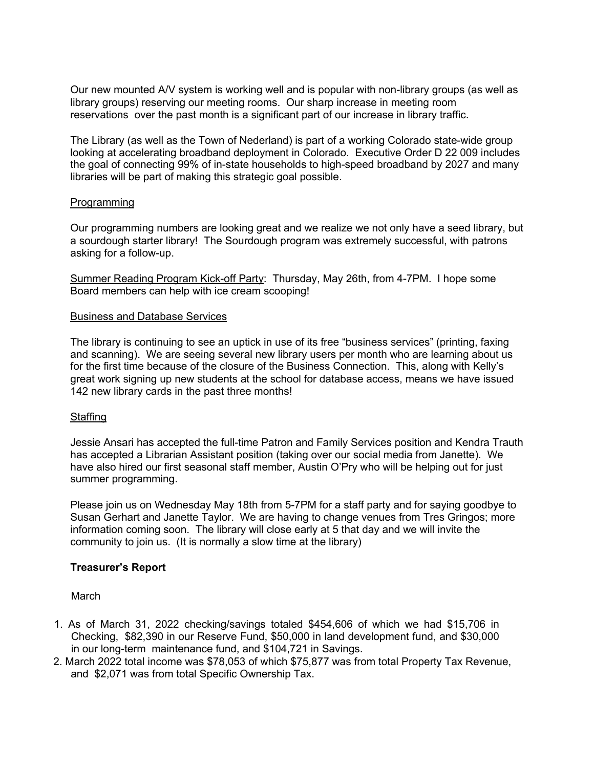Our new mounted A/V system is working well and is popular with non-library groups (as well as library groups) reserving our meeting rooms. Our sharp increase in meeting room reservations over the past month is a significant part of our increase in library traffic.

The Library (as well as the Town of Nederland) is part of a working Colorado state-wide group looking at accelerating broadband deployment in Colorado. Executive Order D 22 009 includes the goal of connecting 99% of in-state households to high-speed broadband by 2027 and many libraries will be part of making this strategic goal possible.

Programming

Our programming numbers are looking great and we realize we not only have a seed library, but a sourdough starter library! The Sourdough program was extremely successful, with patrons asking for a follow-up.

Summer Reading Program Kick-off Party: Thursday, May 26th, from 4-7PM. I hope some Board members can help with ice cream scooping!

Business and Database Services

The library is continuing to see an uptick in use of its free "business services" (printing, faxing and scanning). We are seeing several new library users per month who are learning about us for the first time because of the closure of the Business Connection. This, along with Kelly's great work signing up new students at the school for database access, means we have issued 142 new library cards in the past three months!

Staffing

Jessie Ansari has accepted the full-time Patron and Family Services position and Kendra Trauth has accepted a Librarian Assistant position (taking over our social media from Janette). We have also hired our first seasonal staff member, Austin O'Pry who will be helping out for just summer programming.

Please join us on Wednesday May 18th from 5-7PM for a staff party and for saying goodbye to Susan Gerhart and Janette Taylor. We are having to change venues from Tres Gringos; more information coming soon. The library will close early at 5 that day and we will invite the community to join us. (It is normally a slow time at the library)

**Treasurer's Report**

March

1. As of March 31, 2022 checking/savings totaled $454,606 of which we had $15,706 in Checking, $82,390 in our Reserve Fund, $50,000 in land development fund, and $30,000 in our long-term maintenance fund, and $104,721 in Savings.
2. March 2022 total income was $78,053 of which $75,877 was from total Property Tax Revenue, and $2,071 was from total Specific Ownership Tax.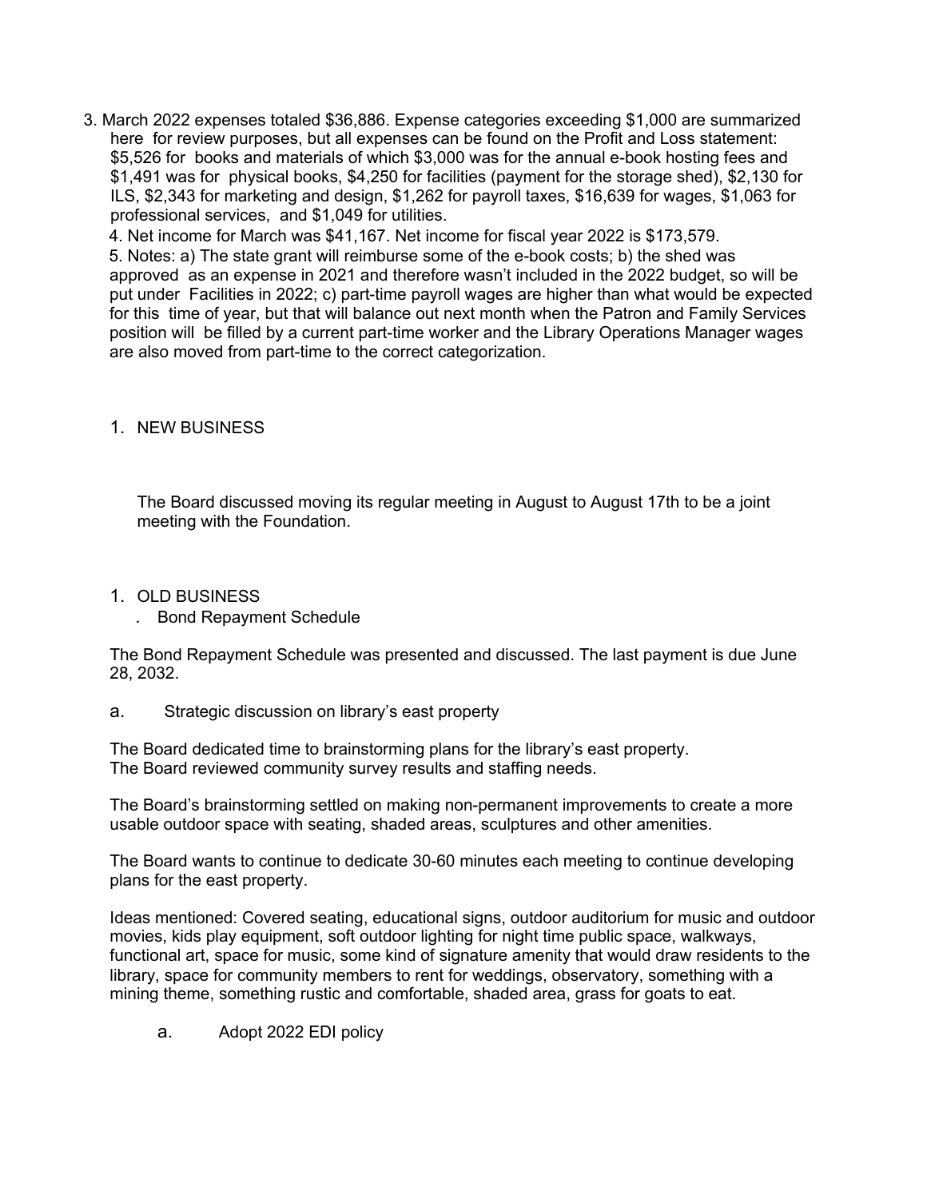3. March 2022 expenses totaled $36,886. Expense categories exceeding $1,000 are summarized here for review purposes, but all expenses can be found on the Profit and Loss statement: $5,526 for books and materials of which $3,000 was for the annual e-book hosting fees and $1,491 was for physical books, $4,250 for facilities (payment for the storage shed), $2,130 for ILS, $2,343 for marketing and design, $1,262 for payroll taxes, $16,639 for wages, $1,063 for professional services, and $1,049 for utilities.

4. Net income for March was $41,167. Net income for fiscal year 2022 is $173,579.

5. Notes: a) The state grant will reimburse some of the e-book costs; b) the shed was approved as an expense in 2021 and therefore wasn't included in the 2022 budget, so will be put under Facilities in 2022; c) part-time payroll wages are higher than what would be expected for this time of year, but that will balance out next month when the Patron and Family Services position will be filled by a current part-time worker and the Library Operations Manager wages are also moved from part-time to the correct categorization.

1. NEW BUSINESS

The Board discussed moving its regular meeting in August to August 17th to be a joint meeting with the Foundation.

1. OLD BUSINESS
   . Bond Repayment Schedule

The Bond Repayment Schedule was presented and discussed. The last payment is due June 28, 2032.

a. Strategic discussion on library's east property

The Board dedicated time to brainstorming plans for the library's east property.
The Board reviewed community survey results and staffing needs.

The Board's brainstorming settled on making non-permanent improvements to create a more usable outdoor space with seating, shaded areas, sculptures and other amenities.

The Board wants to continue to dedicate 30-60 minutes each meeting to continue developing plans for the east property.

Ideas mentioned: Covered seating, educational signs, outdoor auditorium for music and outdoor movies, kids play equipment, soft outdoor lighting for night time public space, walkways, functional art, space for music, some kind of signature amenity that would draw residents to the library, space for community members to rent for weddings, observatory, something with a mining theme, something rustic and comfortable, shaded area, grass for goats to eat.

a. Adopt 2022 EDI policy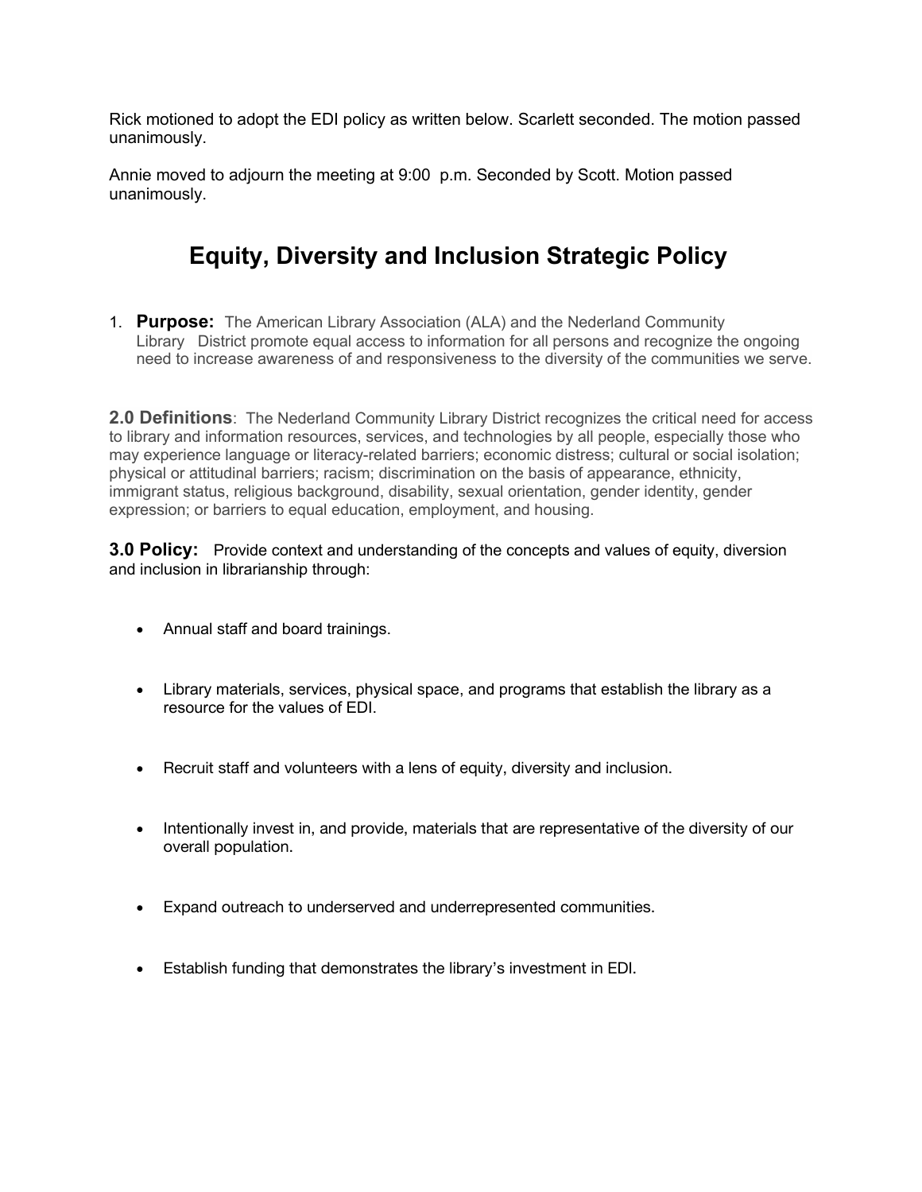Rick motioned to adopt the EDI policy as written below. Scarlett seconded. The motion passed unanimously.

Annie moved to adjourn the meeting at 9:00 p.m. Seconded by Scott. Motion passed unanimously.

# Equity, Diversity and Inclusion Strategic Policy

1. **Purpose:** The American Library Association (ALA) and the Nederland Community Library District promote equal access to information for all persons and recognize the ongoing need to increase awareness of and responsiveness to the diversity of the communities we serve.

**2.0 Definitions**: The Nederland Community Library District recognizes the critical need for access to library and information resources, services, and technologies by all people, especially those who may experience language or literacy-related barriers; economic distress; cultural or social isolation; physical or attitudinal barriers; racism; discrimination on the basis of appearance, ethnicity, immigrant status, religious background, disability, sexual orientation, gender identity, gender expression; or barriers to equal education, employment, and housing.

**3.0 Policy:** Provide context and understanding of the concepts and values of equity, diversion and inclusion in librarianship through:

- Annual staff and board trainings.
- Library materials, services, physical space, and programs that establish the library as a resource for the values of EDI.
- Recruit staff and volunteers with a lens of equity, diversity and inclusion.
- Intentionally invest in, and provide, materials that are representative of the diversity of our overall population.
- Expand outreach to underserved and underrepresented communities.
- Establish funding that demonstrates the library's investment in EDI.